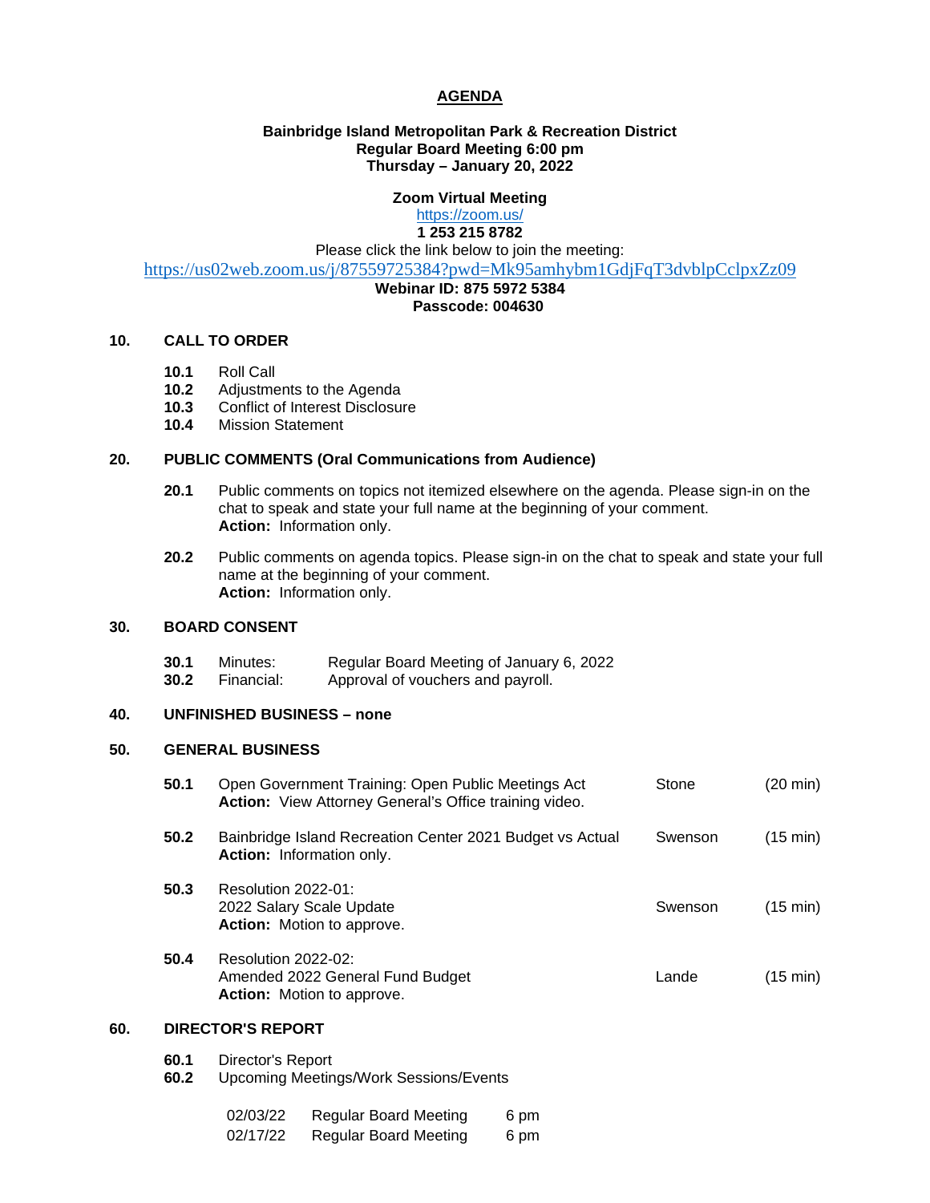# AGENDA

**Bainbridge Island Metropolitan Park & Recreation District**
**Regular Board Meeting 6:00 pm**
**Thursday – January 20, 2022**

**Zoom Virtual Meeting**
https://zoom.us/
**1 253 215 8782**
Please click the link below to join the meeting:
https://us02web.zoom.us/j/87559725384?pwd=Mk95amhybm1GdjFqT3dvblpCclpxZz09
**Webinar ID: 875 5972 5384**
**Passcode: 004630**

## 10. CALL TO ORDER

**10.1** Roll Call
**10.2** Adjustments to the Agenda
**10.3** Conflict of Interest Disclosure
**10.4** Mission Statement

## 20. PUBLIC COMMENTS (Oral Communications from Audience)

**20.1** Public comments on topics not itemized elsewhere on the agenda. Please sign-in on the chat to speak and state your full name at the beginning of your comment.
**Action:** Information only.

**20.2** Public comments on agenda topics. Please sign-in on the chat to speak and state your full name at the beginning of your comment.
**Action:** Information only.

## 30. BOARD CONSENT

**30.1** Minutes: Regular Board Meeting of January 6, 2022
**30.2** Financial: Approval of vouchers and payroll.

## 40. UNFINISHED BUSINESS – none

## 50. GENERAL BUSINESS

| | | | |
|---|---|---|---|
| **50.1** | Open Government Training: Open Public Meetings Act<br>**Action:** View Attorney General's Office training video. | Stone | (20 min) |
| **50.2** | Bainbridge Island Recreation Center 2021 Budget vs Actual<br>**Action:** Information only. | Swenson | (15 min) |
| **50.3** | Resolution 2022-01:<br>2022 Salary Scale Update<br>**Action:** Motion to approve. | Swenson | (15 min) |
| **50.4** | Resolution 2022-02:<br>Amended 2022 General Fund Budget<br>**Action:** Motion to approve. | Lande | (15 min) |

## 60. DIRECTOR'S REPORT

**60.1** Director's Report
**60.2** Upcoming Meetings/Work Sessions/Events

| | | |
|---|---|---|
| 02/03/22 | Regular Board Meeting | 6 pm |
| 02/17/22 | Regular Board Meeting | 6 pm |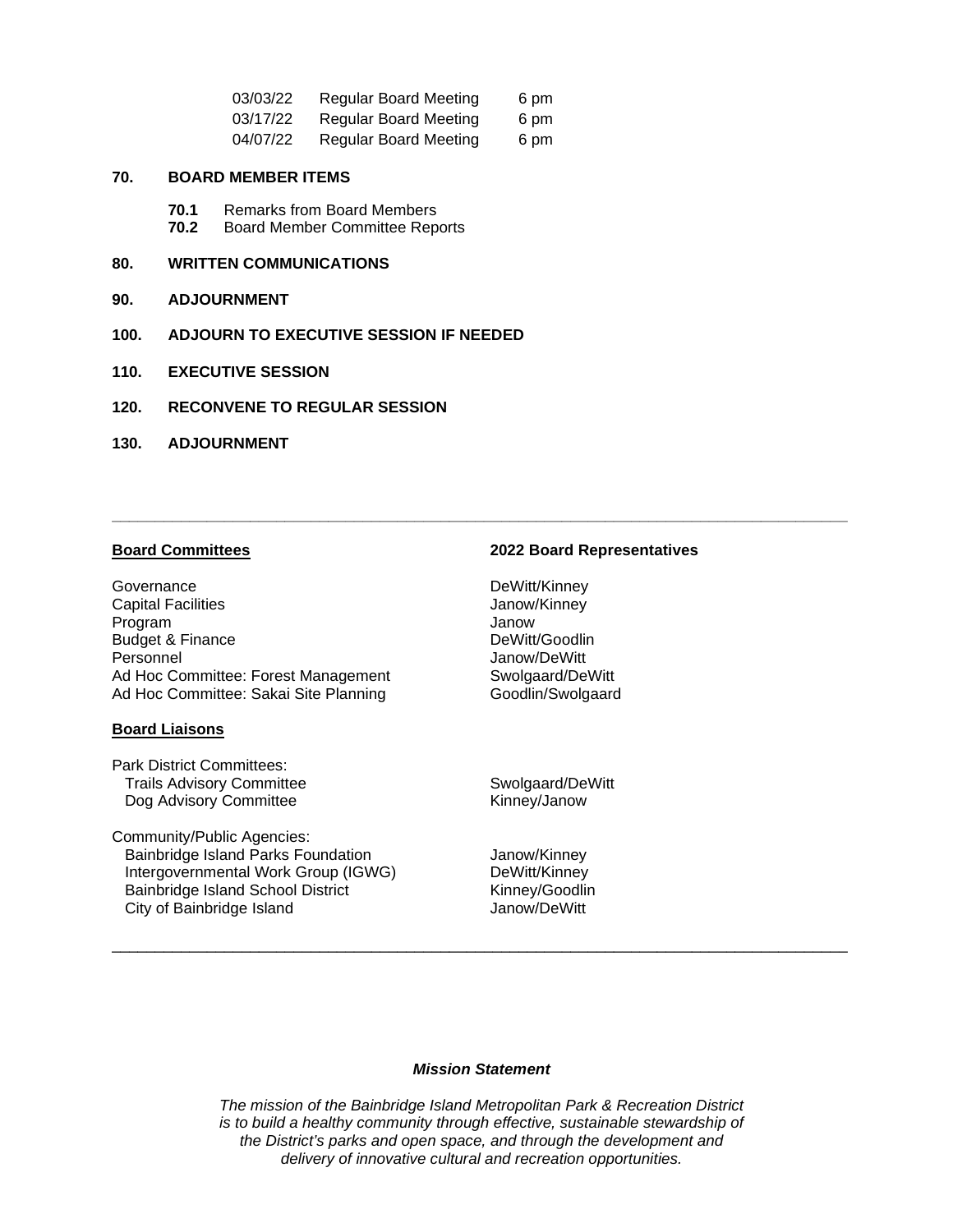| | | |
|---|---|---|
| 03/03/22 | Regular Board Meeting | 6 pm |
| 03/17/22 | Regular Board Meeting | 6 pm |
| 04/07/22 | Regular Board Meeting | 6 pm |

**70. BOARD MEMBER ITEMS**

- **70.1** Remarks from Board Members
- **70.2** Board Member Committee Reports

**80. WRITTEN COMMUNICATIONS**

**90. ADJOURNMENT**

**100. ADJOURN TO EXECUTIVE SESSION IF NEEDED**

**110. EXECUTIVE SESSION**

**120. RECONVENE TO REGULAR SESSION**

**130. ADJOURNMENT**

---

| **Board Committees** | **2022 Board Representatives** |
|---|---|
| Governance | DeWitt/Kinney |
| Capital Facilities | Janow/Kinney |
| Program | Janow |
| Budget & Finance | DeWitt/Goodlin |
| Personnel | Janow/DeWitt |
| Ad Hoc Committee: Forest Management | Swolgaard/DeWitt |
| Ad Hoc Committee: Sakai Site Planning | Goodlin/Swolgaard |

**Board Liaisons**

| | |
|---|---|
| Park District Committees: | |
| Trails Advisory Committee | Swolgaard/DeWitt |
| Dog Advisory Committee | Kinney/Janow |
| Community/Public Agencies: | |
| Bainbridge Island Parks Foundation | Janow/Kinney |
| Intergovernmental Work Group (IGWG) | DeWitt/Kinney |
| Bainbridge Island School District | Kinney/Goodlin |
| City of Bainbridge Island | Janow/DeWitt |

---

***Mission Statement***

*The mission of the Bainbridge Island Metropolitan Park & Recreation District is to build a healthy community through effective, sustainable stewardship of the District's parks and open space, and through the development and delivery of innovative cultural and recreation opportunities.*